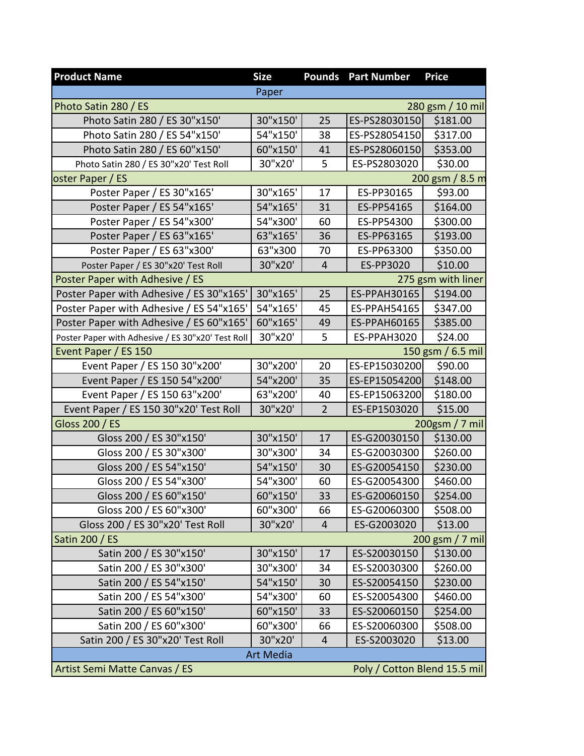| Product Name | Size | Pounds | Part Number | Price |
|---|---|---|---|---|
| | Paper | | | |
| Photo Satin 280 / ES | | | | 280 gsm / 10 mil |
| Photo Satin 280 / ES 30"x150' | 30"x150' | 25 | ES-PS28030150 | $181.00 |
| Photo Satin 280 / ES 54"x150' | 54"x150' | 38 | ES-PS28054150 | $317.00 |
| Photo Satin 280 / ES 60"x150' | 60"x150' | 41 | ES-PS28060150 | $353.00 |
| Photo Satin 280 / ES 30"x20' Test Roll | 30"x20' | 5 | ES-PS2803020 | $30.00 |
| oster Paper / ES | | | | 200 gsm / 8.5 m |
| Poster Paper / ES 30"x165' | 30"x165' | 17 | ES-PP30165 | $93.00 |
| Poster Paper / ES 54"x165' | 54"x165' | 31 | ES-PP54165 | $164.00 |
| Poster Paper / ES 54"x300' | 54"x300' | 60 | ES-PP54300 | $300.00 |
| Poster Paper / ES 63"x165' | 63"x165' | 36 | ES-PP63165 | $193.00 |
| Poster Paper / ES 63"x300' | 63"x300 | 70 | ES-PP63300 | $350.00 |
| Poster Paper / ES 30"x20' Test Roll | 30"x20' | 4 | ES-PP3020 | $10.00 |
| Poster Paper with Adhesive / ES | | | | 275 gsm with liner |
| Poster Paper with Adhesive / ES 30"x165' | 30"x165' | 25 | ES-PPAH30165 | $194.00 |
| Poster Paper with Adhesive / ES 54"x165' | 54"x165' | 45 | ES-PPAH54165 | $347.00 |
| Poster Paper with Adhesive / ES 60"x165' | 60"x165' | 49 | ES-PPAH60165 | $385.00 |
| Poster Paper with Adhesive / ES 30"x20' Test Roll | 30"x20' | 5 | ES-PPAH3020 | $24.00 |
| Event Paper / ES 150 | | | | 150 gsm / 6.5 mil |
| Event Paper / ES 150 30"x200' | 30"x200' | 20 | ES-EP15030200 | $90.00 |
| Event Paper / ES 150 54"x200' | 54"x200' | 35 | ES-EP15054200 | $148.00 |
| Event Paper / ES 150 63"x200' | 63"x200' | 40 | ES-EP15063200 | $180.00 |
| Event Paper / ES 150 30"x20' Test Roll | 30"x20' | 2 | ES-EP1503020 | $15.00 |
| Gloss 200 / ES | | | | 200gsm / 7 mil |
| Gloss 200 / ES 30"x150' | 30"x150' | 17 | ES-G20030150 | $130.00 |
| Gloss 200 / ES 30"x300' | 30"x300' | 34 | ES-G20030300 | $260.00 |
| Gloss 200 / ES 54"x150' | 54"x150' | 30 | ES-G20054150 | $230.00 |
| Gloss 200 / ES 54"x300' | 54"x300' | 60 | ES-G20054300 | $460.00 |
| Gloss 200 / ES 60"x150' | 60"x150' | 33 | ES-G20060150 | $254.00 |
| Gloss 200 / ES 60"x300' | 60"x300' | 66 | ES-G20060300 | $508.00 |
| Gloss 200 / ES 30"x20' Test Roll | 30"x20' | 4 | ES-G2003020 | $13.00 |
| Satin 200 / ES | | | | 200 gsm / 7 mil |
| Satin 200 / ES 30"x150' | 30"x150' | 17 | ES-S20030150 | $130.00 |
| Satin 200 / ES 30"x300' | 30"x300' | 34 | ES-S20030300 | $260.00 |
| Satin 200 / ES 54"x150' | 54"x150' | 30 | ES-S20054150 | $230.00 |
| Satin 200 / ES 54"x300' | 54"x300' | 60 | ES-S20054300 | $460.00 |
| Satin 200 / ES 60"x150' | 60"x150' | 33 | ES-S20060150 | $254.00 |
| Satin 200 / ES 60"x300' | 60"x300' | 66 | ES-S20060300 | $508.00 |
| Satin 200 / ES 30"x20' Test Roll | 30"x20' | 4 | ES-S2003020 | $13.00 |
| | Art Media | | | |
| Artist Semi Matte Canvas / ES | | | | Poly / Cotton Blend 15.5 mil |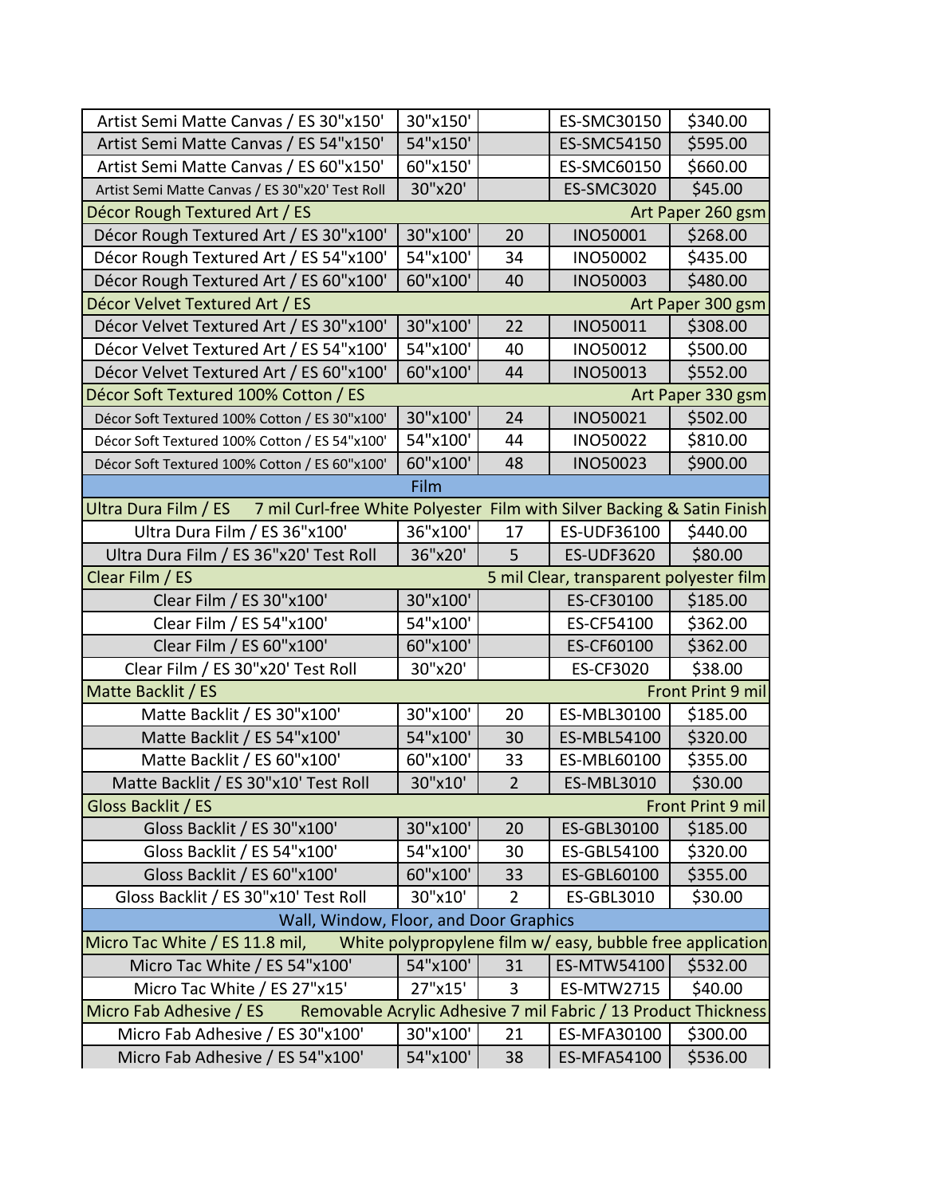| | | | | |
|---|---|---|---|---|
| Artist Semi Matte Canvas / ES 30"x150' | 30"x150' | | ES-SMC30150 | $340.00 |
| Artist Semi Matte Canvas / ES 54"x150' | 54"x150' | | ES-SMC54150 | $595.00 |
| Artist Semi Matte Canvas / ES 60"x150' | 60"x150' | | ES-SMC60150 | $660.00 |
| Artist Semi Matte Canvas / ES 30"x20' Test Roll | 30"x20' | | ES-SMC3020 | $45.00 |
| Décor Rough Textured Art / ES | | | | Art Paper 260 gsm |
| Décor Rough Textured Art / ES 30"x100' | 30"x100' | 20 | INO50001 | $268.00 |
| Décor Rough Textured Art / ES 54"x100' | 54"x100' | 34 | INO50002 | $435.00 |
| Décor Rough Textured Art / ES 60"x100' | 60"x100' | 40 | INO50003 | $480.00 |
| Décor Velvet Textured Art / ES | | | | Art Paper 300 gsm |
| Décor Velvet Textured Art / ES 30"x100' | 30"x100' | 22 | INO50011 | $308.00 |
| Décor Velvet Textured Art / ES 54"x100' | 54"x100' | 40 | INO50012 | $500.00 |
| Décor Velvet Textured Art / ES 60"x100' | 60"x100' | 44 | INO50013 | $552.00 |
| Décor Soft Textured 100% Cotton / ES | | | | Art Paper 330 gsm |
| Décor Soft Textured 100% Cotton / ES 30"x100' | 30"x100' | 24 | INO50021 | $502.00 |
| Décor Soft Textured 100% Cotton / ES 54"x100' | 54"x100' | 44 | INO50022 | $810.00 |
| Décor Soft Textured 100% Cotton / ES 60"x100' | 60"x100' | 48 | INO50023 | $900.00 |
| **Film** | | | | |
| Ultra Dura Film / ES | 7 mil Curl-free White Polyester Film with Silver Backing & Satin Finish | | | |
| Ultra Dura Film / ES 36"x100' | 36"x100' | 17 | ES-UDF36100 | $440.00 |
| Ultra Dura Film / ES 36"x20' Test Roll | 36"x20' | 5 | ES-UDF3620 | $80.00 |
| Clear Film / ES | | | | 5 mil Clear, transparent polyester film |
| Clear Film / ES 30"x100' | 30"x100' | | ES-CF30100 | $185.00 |
| Clear Film / ES 54"x100' | 54"x100' | | ES-CF54100 | $362.00 |
| Clear Film / ES 60"x100' | 60"x100' | | ES-CF60100 | $362.00 |
| Clear Film / ES 30"x20' Test Roll | 30"x20' | | ES-CF3020 | $38.00 |
| Matte Backlit / ES | | | | Front Print 9 mil |
| Matte Backlit / ES 30"x100' | 30"x100' | 20 | ES-MBL30100 | $185.00 |
| Matte Backlit / ES 54"x100' | 54"x100' | 30 | ES-MBL54100 | $320.00 |
| Matte Backlit / ES 60"x100' | 60"x100' | 33 | ES-MBL60100 | $355.00 |
| Matte Backlit / ES 30"x10' Test Roll | 30"x10' | 2 | ES-MBL3010 | $30.00 |
| Gloss Backlit / ES | | | | Front Print 9 mil |
| Gloss Backlit / ES 30"x100' | 30"x100' | 20 | ES-GBL30100 | $185.00 |
| Gloss Backlit / ES 54"x100' | 54"x100' | 30 | ES-GBL54100 | $320.00 |
| Gloss Backlit / ES 60"x100' | 60"x100' | 33 | ES-GBL60100 | $355.00 |
| Gloss Backlit / ES 30"x10' Test Roll | 30"x10' | 2 | ES-GBL3010 | $30.00 |
| **Wall, Window, Floor, and Door Graphics** | | | | |
| Micro Tac White / ES 11.8 mil, | White polypropylene film w/ easy, bubble free application | | | |
| Micro Tac White / ES 54"x100' | 54"x100' | 31 | ES-MTW54100 | $532.00 |
| Micro Tac White / ES 27"x15' | 27"x15' | 3 | ES-MTW2715 | $40.00 |
| Micro Fab Adhesive / ES | Removable Acrylic Adhesive 7 mil Fabric / 13 Product Thickness | | | |
| Micro Fab Adhesive / ES 30"x100' | 30"x100' | 21 | ES-MFA30100 | $300.00 |
| Micro Fab Adhesive / ES 54"x100' | 54"x100' | 38 | ES-MFA54100 | $536.00 |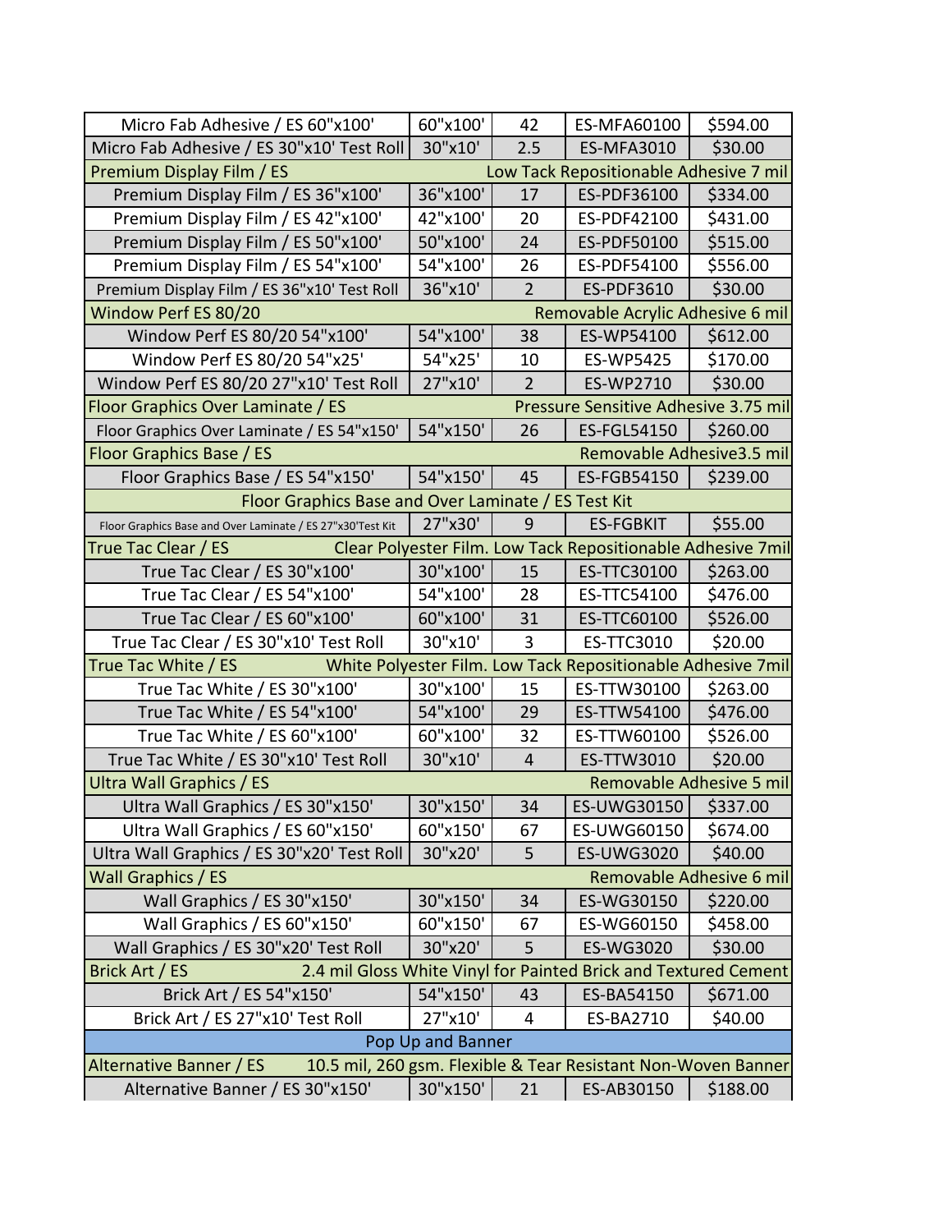| | | | | |
|---|---|---|---|---|
| Micro Fab Adhesive / ES 60"x100' | 60"x100' | 42 | ES-MFA60100 | $594.00 |
| Micro Fab Adhesive / ES 30"x10' Test Roll | 30"x10' | 2.5 | ES-MFA3010 | $30.00 |
| Premium Display Film / ES | Low Tack Repositionable Adhesive 7 mil | | | |
| Premium Display Film / ES 36"x100' | 36"x100' | 17 | ES-PDF36100 | $334.00 |
| Premium Display Film / ES 42"x100' | 42"x100' | 20 | ES-PDF42100 | $431.00 |
| Premium Display Film / ES 50"x100' | 50"x100' | 24 | ES-PDF50100 | $515.00 |
| Premium Display Film / ES 54"x100' | 54"x100' | 26 | ES-PDF54100 | $556.00 |
| Premium Display Film / ES 36"x10' Test Roll | 36"x10' | 2 | ES-PDF3610 | $30.00 |
| Window Perf ES 80/20 | Removable Acrylic Adhesive 6 mil | | | |
| Window Perf ES 80/20 54"x100' | 54"x100' | 38 | ES-WP54100 | $612.00 |
| Window Perf ES 80/20 54"x25' | 54"x25' | 10 | ES-WP5425 | $170.00 |
| Window Perf ES 80/20 27"x10' Test Roll | 27"x10' | 2 | ES-WP2710 | $30.00 |
| Floor Graphics Over Laminate / ES | Pressure Sensitive Adhesive 3.75 mil | | | |
| Floor Graphics Over Laminate / ES 54"x150' | 54"x150' | 26 | ES-FGL54150 | $260.00 |
| Floor Graphics Base / ES | Removable Adhesive3.5 mil | | | |
| Floor Graphics Base / ES 54"x150' | 54"x150' | 45 | ES-FGB54150 | $239.00 |
| Floor Graphics Base and Over Laminate / ES Test Kit | | | | |
| Floor Graphics Base and Over Laminate / ES 27"x30'Test Kit | 27"x30' | 9 | ES-FGBKIT | $55.00 |
| True Tac Clear / ES | Clear Polyester Film. Low Tack Repositionable Adhesive 7mil | | | |
| True Tac Clear / ES 30"x100' | 30"x100' | 15 | ES-TTC30100 | $263.00 |
| True Tac Clear / ES 54"x100' | 54"x100' | 28 | ES-TTC54100 | $476.00 |
| True Tac Clear / ES 60"x100' | 60"x100' | 31 | ES-TTC60100 | $526.00 |
| True Tac Clear / ES 30"x10' Test Roll | 30"x10' | 3 | ES-TTC3010 | $20.00 |
| True Tac White / ES | White Polyester Film. Low Tack Repositionable Adhesive 7mil | | | |
| True Tac White / ES 30"x100' | 30"x100' | 15 | ES-TTW30100 | $263.00 |
| True Tac White / ES 54"x100' | 54"x100' | 29 | ES-TTW54100 | $476.00 |
| True Tac White / ES 60"x100' | 60"x100' | 32 | ES-TTW60100 | $526.00 |
| True Tac White / ES 30"x10' Test Roll | 30"x10' | 4 | ES-TTW3010 | $20.00 |
| Ultra Wall Graphics / ES | Removable Adhesive 5 mil | | | |
| Ultra Wall Graphics / ES 30"x150' | 30"x150' | 34 | ES-UWG30150 | $337.00 |
| Ultra Wall Graphics / ES 60"x150' | 60"x150' | 67 | ES-UWG60150 | $674.00 |
| Ultra Wall Graphics / ES 30"x20' Test Roll | 30"x20' | 5 | ES-UWG3020 | $40.00 |
| Wall Graphics / ES | Removable Adhesive 6 mil | | | |
| Wall Graphics / ES 30"x150' | 30"x150' | 34 | ES-WG30150 | $220.00 |
| Wall Graphics / ES 60"x150' | 60"x150' | 67 | ES-WG60150 | $458.00 |
| Wall Graphics / ES 30"x20' Test Roll | 30"x20' | 5 | ES-WG3020 | $30.00 |
| Brick Art / ES | 2.4 mil Gloss White Vinyl for Painted Brick and Textured Cement | | | |
| Brick Art / ES 54"x150' | 54"x150' | 43 | ES-BA54150 | $671.00 |
| Brick Art / ES 27"x10' Test Roll | 27"x10' | 4 | ES-BA2710 | $40.00 |
| Pop Up and Banner | | | | |
| Alternative Banner / ES | 10.5 mil, 260 gsm. Flexible & Tear Resistant Non-Woven Banner | | | |
| Alternative Banner / ES 30"x150' | 30"x150' | 21 | ES-AB30150 | $188.00 |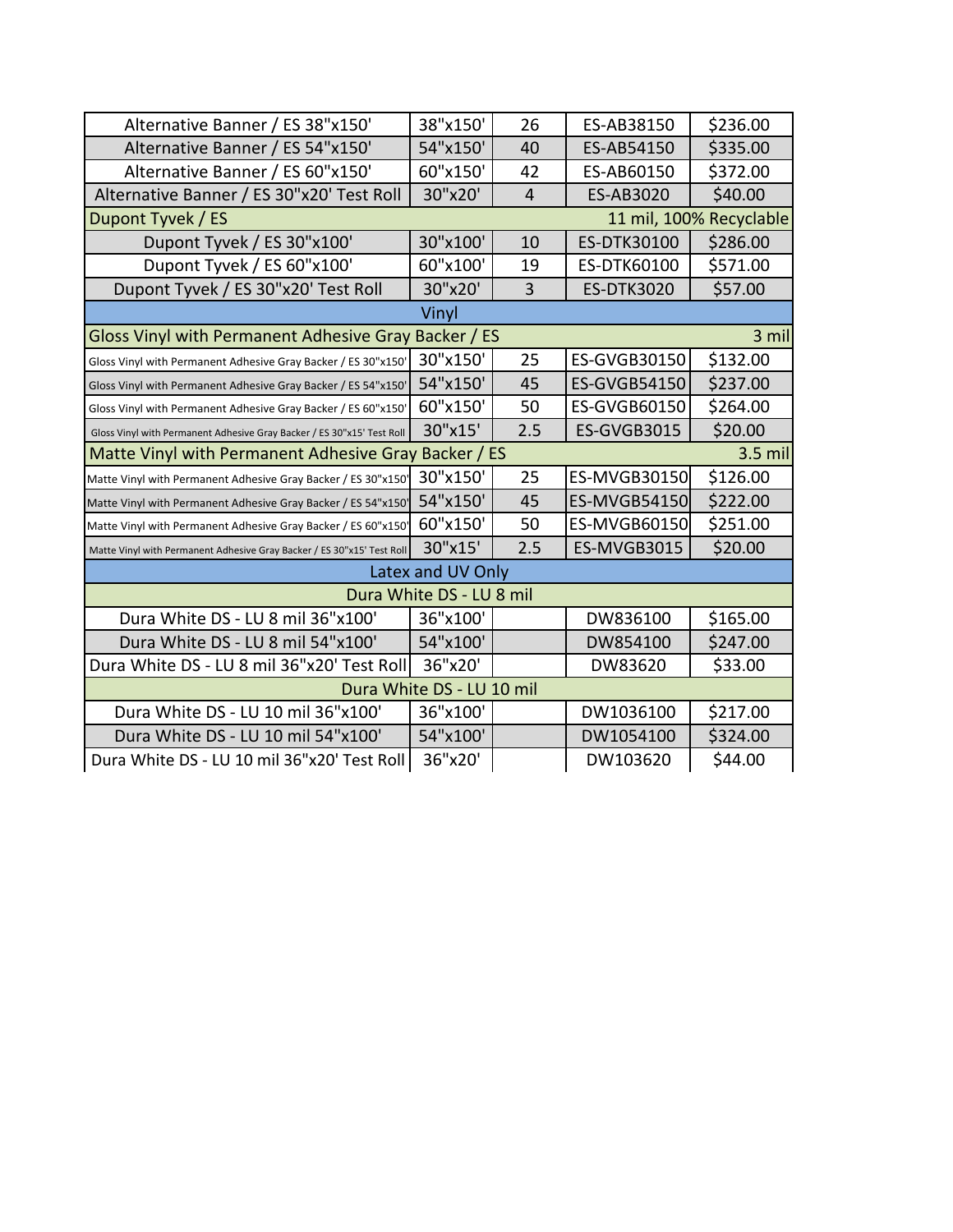| | | | | |
|---|---|---|---|---|
| Alternative Banner / ES 38"x150' | 38"x150' | 26 | ES-AB38150 | $236.00 |
| Alternative Banner / ES 54"x150' | 54"x150' | 40 | ES-AB54150 | $335.00 |
| Alternative Banner / ES 60"x150' | 60"x150' | 42 | ES-AB60150 | $372.00 |
| Alternative Banner / ES 30"x20' Test Roll | 30"x20' | 4 | ES-AB3020 | $40.00 |
| Dupont Tyvek / ES | | | 11 mil, 100% Recyclable | |
| Dupont Tyvek / ES 30"x100' | 30"x100' | 10 | ES-DTK30100 | $286.00 |
| Dupont Tyvek / ES 60"x100' | 60"x100' | 19 | ES-DTK60100 | $571.00 |
| Dupont Tyvek / ES 30"x20' Test Roll | 30"x20' | 3 | ES-DTK3020 | $57.00 |
| Vinyl | | | | |
| Gloss Vinyl with Permanent Adhesive Gray Backer / ES | | | | 3 mil |
| Gloss Vinyl with Permanent Adhesive Gray Backer / ES 30"x150' | 30"x150' | 25 | ES-GVGB30150 | $132.00 |
| Gloss Vinyl with Permanent Adhesive Gray Backer / ES 54"x150' | 54"x150' | 45 | ES-GVGB54150 | $237.00 |
| Gloss Vinyl with Permanent Adhesive Gray Backer / ES 60"x150' | 60"x150' | 50 | ES-GVGB60150 | $264.00 |
| Gloss Vinyl with Permanent Adhesive Gray Backer / ES 30"x15' Test Roll | 30"x15' | 2.5 | ES-GVGB3015 | $20.00 |
| Matte Vinyl with Permanent Adhesive Gray Backer / ES | | | | 3.5 mil |
| Matte Vinyl with Permanent Adhesive Gray Backer / ES 30"x150' | 30"x150' | 25 | ES-MVGB30150 | $126.00 |
| Matte Vinyl with Permanent Adhesive Gray Backer / ES 54"x150' | 54"x150' | 45 | ES-MVGB54150 | $222.00 |
| Matte Vinyl with Permanent Adhesive Gray Backer / ES 60"x150' | 60"x150' | 50 | ES-MVGB60150 | $251.00 |
| Matte Vinyl with Permanent Adhesive Gray Backer / ES 30"x15' Test Roll | 30"x15' | 2.5 | ES-MVGB3015 | $20.00 |
| Latex and UV Only | | | | |
| Dura White DS - LU 8 mil | | | | |
| Dura White DS - LU 8 mil 36"x100' | 36"x100' | | DW836100 | $165.00 |
| Dura White DS - LU 8 mil 54"x100' | 54"x100' | | DW854100 | $247.00 |
| Dura White DS - LU 8 mil 36"x20' Test Roll | 36"x20' | | DW83620 | $33.00 |
| Dura White DS - LU 10 mil | | | | |
| Dura White DS - LU 10 mil 36"x100' | 36"x100' | | DW1036100 | $217.00 |
| Dura White DS - LU 10 mil 54"x100' | 54"x100' | | DW1054100 | $324.00 |
| Dura White DS - LU 10 mil 36"x20' Test Roll | 36"x20' | | DW103620 | $44.00 |